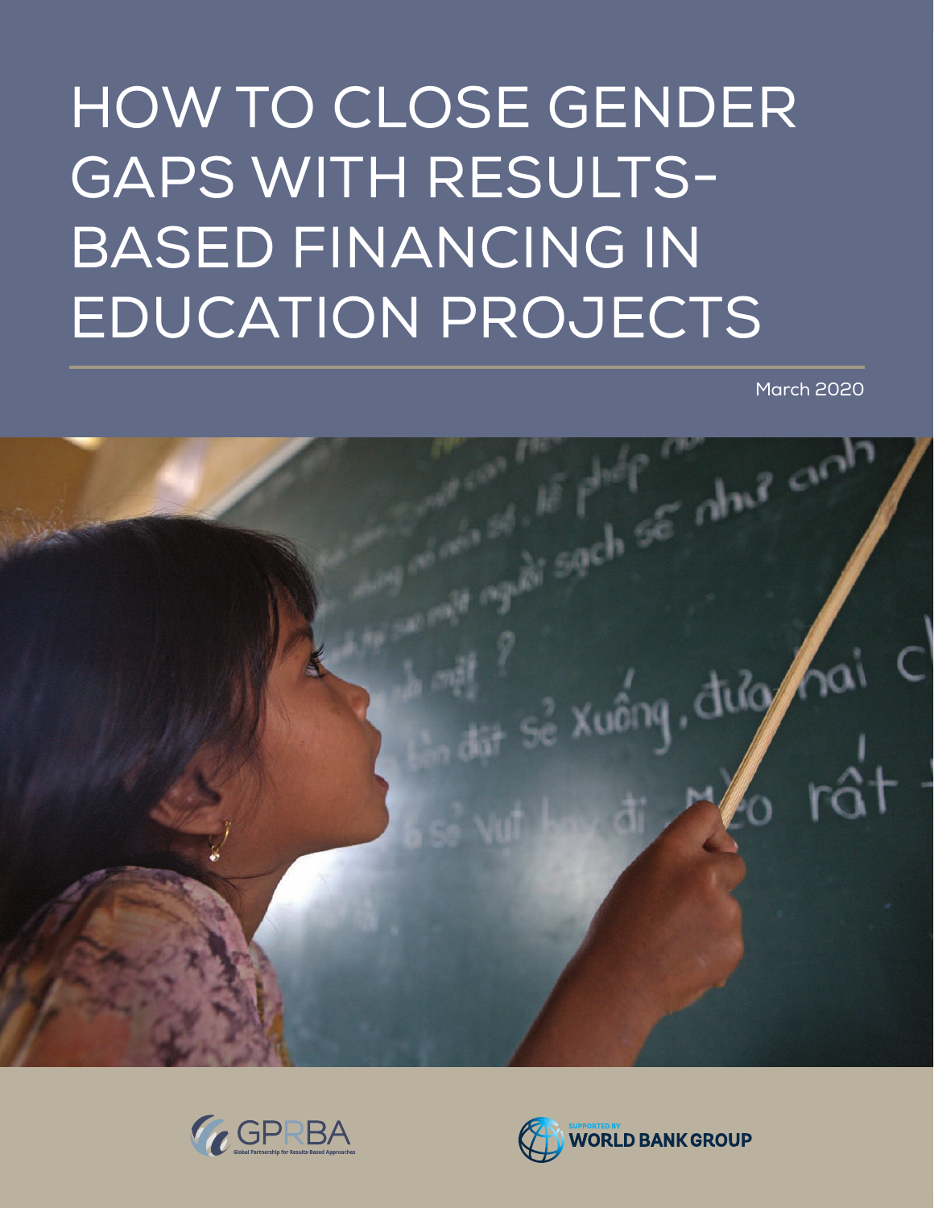# HOW TO CLOSE GENDER GAPS WITH RESULTS-BASED FINANCING IN EDUCATION PROJECTS

March 2020

GPRBA
Global Partnership for Results-Based Approaches

SUPPORTED BY
WORLD BANK GROUP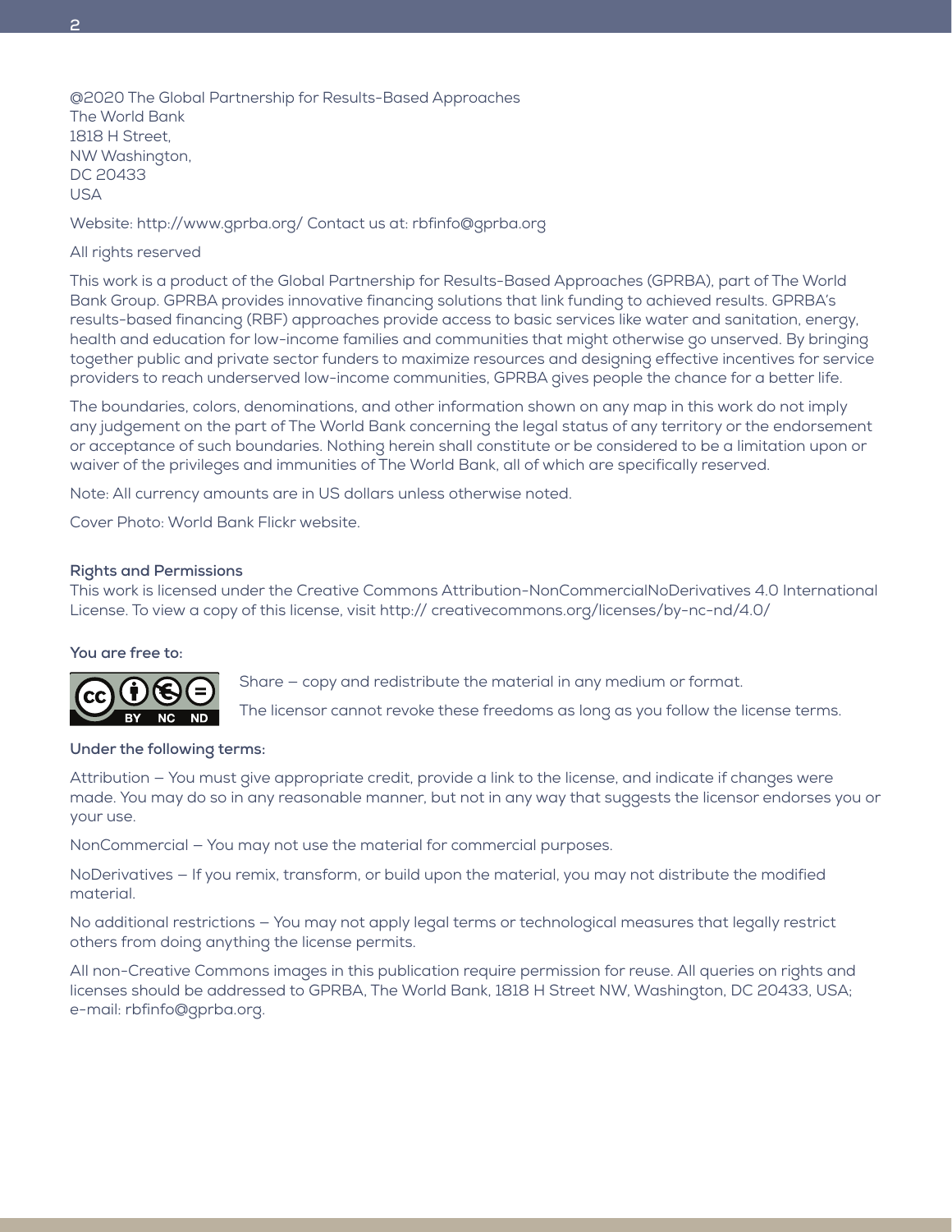@2020 The Global Partnership for Results-Based Approaches
The World Bank
1818 H Street,
NW Washington,
DC 20433
USA

Website: http://www.gprba.org/ Contact us at: rbfinfo@gprba.org

All rights reserved

This work is a product of the Global Partnership for Results-Based Approaches (GPRBA), part of The World Bank Group. GPRBA provides innovative financing solutions that link funding to achieved results. GPRBA's results-based financing (RBF) approaches provide access to basic services like water and sanitation, energy, health and education for low-income families and communities that might otherwise go unserved. By bringing together public and private sector funders to maximize resources and designing effective incentives for service providers to reach underserved low-income communities, GPRBA gives people the chance for a better life.

The boundaries, colors, denominations, and other information shown on any map in this work do not imply any judgement on the part of The World Bank concerning the legal status of any territory or the endorsement or acceptance of such boundaries. Nothing herein shall constitute or be considered to be a limitation upon or waiver of the privileges and immunities of The World Bank, all of which are specifically reserved.

Note: All currency amounts are in US dollars unless otherwise noted.

Cover Photo: World Bank Flickr website.

**Rights and Permissions**
This work is licensed under the Creative Commons Attribution-NonCommercialNoDerivatives 4.0 International License. To view a copy of this license, visit http:// creativecommons.org/licenses/by-nc-nd/4.0/

**You are free to:**

Share – copy and redistribute the material in any medium or format.

The licensor cannot revoke these freedoms as long as you follow the license terms.

**Under the following terms:**

Attribution – You must give appropriate credit, provide a link to the license, and indicate if changes were made. You may do so in any reasonable manner, but not in any way that suggests the licensor endorses you or your use.

NonCommercial – You may not use the material for commercial purposes.

NoDerivatives – If you remix, transform, or build upon the material, you may not distribute the modified material.

No additional restrictions – You may not apply legal terms or technological measures that legally restrict others from doing anything the license permits.

All non-Creative Commons images in this publication require permission for reuse. All queries on rights and licenses should be addressed to GPRBA, The World Bank, 1818 H Street NW, Washington, DC 20433, USA; e-mail: rbfinfo@gprba.org.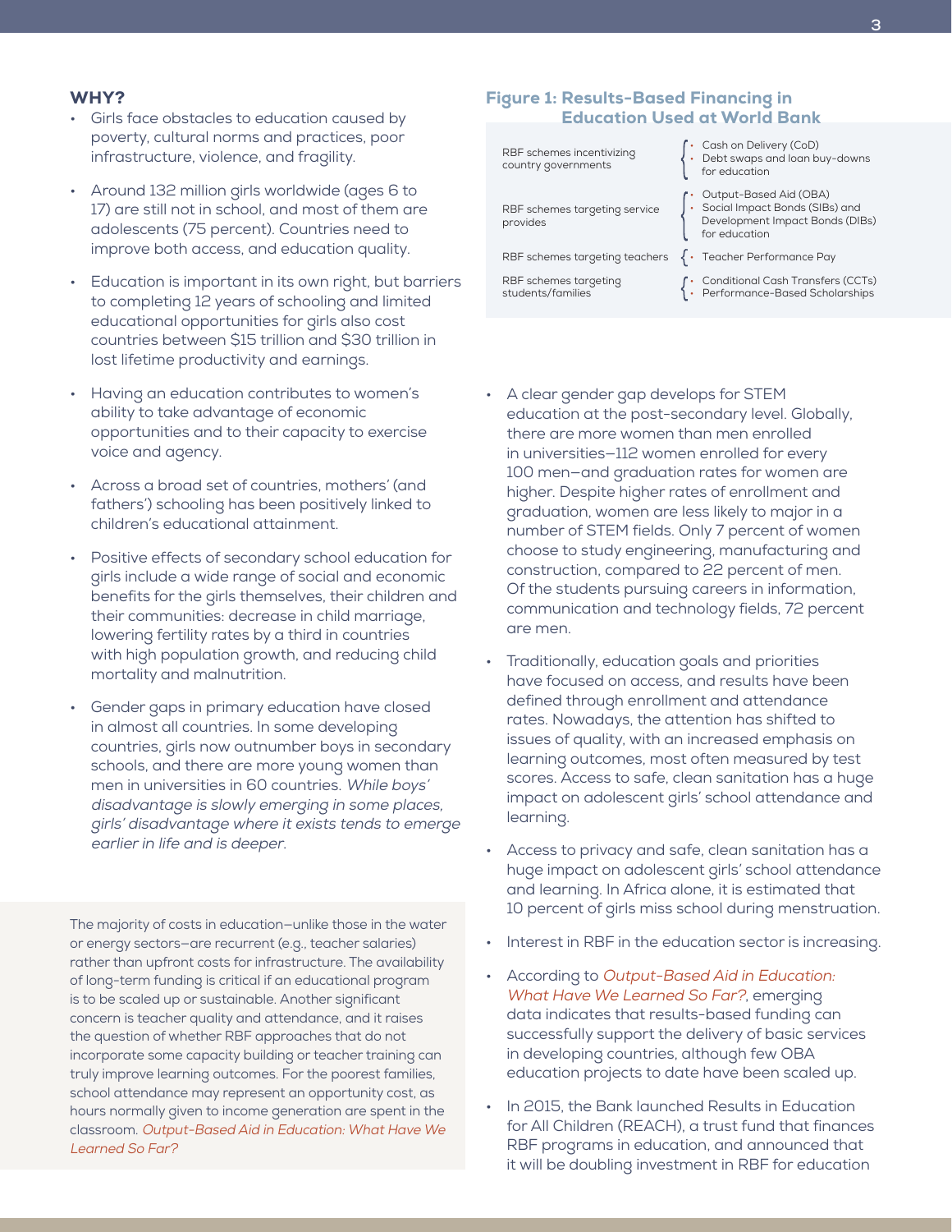## WHY?

- Girls face obstacles to education caused by poverty, cultural norms and practices, poor infrastructure, violence, and fragility.
- Around 132 million girls worldwide (ages 6 to 17) are still not in school, and most of them are adolescents (75 percent). Countries need to improve both access, and education quality.
- Education is important in its own right, but barriers to completing 12 years of schooling and limited educational opportunities for girls also cost countries between $15 trillion and $30 trillion in lost lifetime productivity and earnings.
- Having an education contributes to women's ability to take advantage of economic opportunities and to their capacity to exercise voice and agency.
- Across a broad set of countries, mothers' (and fathers') schooling has been positively linked to children's educational attainment.
- Positive effects of secondary school education for girls include a wide range of social and economic benefits for the girls themselves, their children and their communities: decrease in child marriage, lowering fertility rates by a third in countries with high population growth, and reducing child mortality and malnutrition.
- Gender gaps in primary education have closed in almost all countries. In some developing countries, girls now outnumber boys in secondary schools, and there are more young women than men in universities in 60 countries. *While boys' disadvantage is slowly emerging in some places, girls' disadvantage where it exists tends to emerge earlier in life and is deeper.*

The majority of costs in education—unlike those in the water or energy sectors—are recurrent (e.g., teacher salaries) rather than upfront costs for infrastructure. The availability of long-term funding is critical if an educational program is to be scaled up or sustainable. Another significant concern is teacher quality and attendance, and it raises the question of whether RBF approaches that do not incorporate some capacity building or teacher training can truly improve learning outcomes. For the poorest families, school attendance may represent an opportunity cost, as hours normally given to income generation are spent in the classroom. *Output-Based Aid in Education: What Have We Learned So Far?*

**Figure 1: Results-Based Financing in Education Used at World Bank**

| | |
|---|---|
| RBF schemes incentivizing country governments | • Cash on Delivery (CoD)<br>• Debt swaps and loan buy-downs for education |
| RBF schemes targeting service provides | • Output-Based Aid (OBA)<br>• Social Impact Bonds (SIBs) and Development Impact Bonds (DIBs) for education |
| RBF schemes targeting teachers | • Teacher Performance Pay |
| RBF schemes targeting students/families | • Conditional Cash Transfers (CCTs)<br>• Performance-Based Scholarships |

- A clear gender gap develops for STEM education at the post-secondary level. Globally, there are more women than men enrolled in universities—112 women enrolled for every 100 men—and graduation rates for women are higher. Despite higher rates of enrollment and graduation, women are less likely to major in a number of STEM fields. Only 7 percent of women choose to study engineering, manufacturing and construction, compared to 22 percent of men. Of the students pursuing careers in information, communication and technology fields, 72 percent are men.
- Traditionally, education goals and priorities have focused on access, and results have been defined through enrollment and attendance rates. Nowadays, the attention has shifted to issues of quality, with an increased emphasis on learning outcomes, most often measured by test scores. Access to safe, clean sanitation has a huge impact on adolescent girls' school attendance and learning.
- Access to privacy and safe, clean sanitation has a huge impact on adolescent girls' school attendance and learning. In Africa alone, it is estimated that 10 percent of girls miss school during menstruation.
- Interest in RBF in the education sector is increasing.
- According to *Output-Based Aid in Education: What Have We Learned So Far?*, emerging data indicates that results-based funding can successfully support the delivery of basic services in developing countries, although few OBA education projects to date have been scaled up.
- In 2015, the Bank launched Results in Education for All Children (REACH), a trust fund that finances RBF programs in education, and announced that it will be doubling investment in RBF for education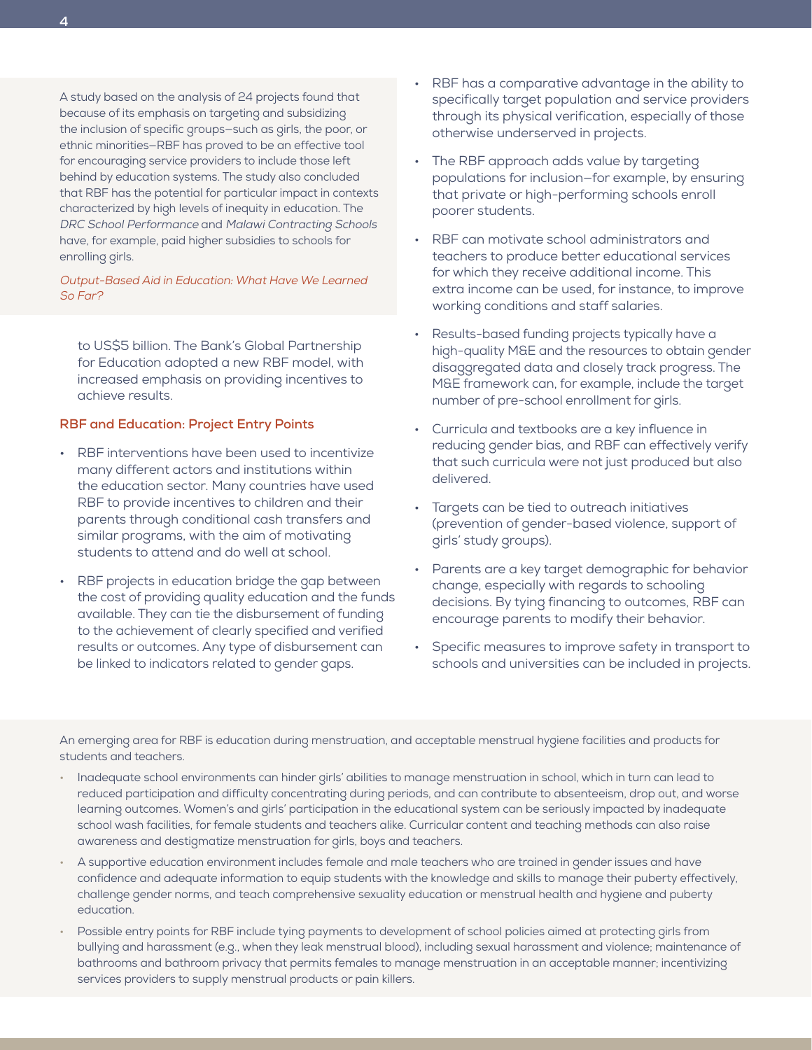A study based on the analysis of 24 projects found that because of its emphasis on targeting and subsidizing the inclusion of specific groups—such as girls, the poor, or ethnic minorities—RBF has proved to be an effective tool for encouraging service providers to include those left behind by education systems. The study also concluded that RBF has the potential for particular impact in contexts characterized by high levels of inequity in education. The *DRC School Performance* and *Malawi Contracting Schools* have, for example, paid higher subsidies to schools for enrolling girls.

*Output-Based Aid in Education: What Have We Learned So Far?*

to US$5 billion. The Bank's Global Partnership for Education adopted a new RBF model, with increased emphasis on providing incentives to achieve results.

### RBF and Education: Project Entry Points

- RBF interventions have been used to incentivize many different actors and institutions within the education sector. Many countries have used RBF to provide incentives to children and their parents through conditional cash transfers and similar programs, with the aim of motivating students to attend and do well at school.
- RBF projects in education bridge the gap between the cost of providing quality education and the funds available. They can tie the disbursement of funding to the achievement of clearly specified and verified results or outcomes. Any type of disbursement can be linked to indicators related to gender gaps.
- RBF has a comparative advantage in the ability to specifically target population and service providers through its physical verification, especially of those otherwise underserved in projects.
- The RBF approach adds value by targeting populations for inclusion—for example, by ensuring that private or high-performing schools enroll poorer students.
- RBF can motivate school administrators and teachers to produce better educational services for which they receive additional income. This extra income can be used, for instance, to improve working conditions and staff salaries.
- Results-based funding projects typically have a high-quality M&E and the resources to obtain gender disaggregated data and closely track progress. The M&E framework can, for example, include the target number of pre-school enrollment for girls.
- Curricula and textbooks are a key influence in reducing gender bias, and RBF can effectively verify that such curricula were not just produced but also delivered.
- Targets can be tied to outreach initiatives (prevention of gender-based violence, support of girls' study groups).
- Parents are a key target demographic for behavior change, especially with regards to schooling decisions. By tying financing to outcomes, RBF can encourage parents to modify their behavior.
- Specific measures to improve safety in transport to schools and universities can be included in projects.

An emerging area for RBF is education during menstruation, and acceptable menstrual hygiene facilities and products for students and teachers.

- Inadequate school environments can hinder girls' abilities to manage menstruation in school, which in turn can lead to reduced participation and difficulty concentrating during periods, and can contribute to absenteeism, drop out, and worse learning outcomes. Women's and girls' participation in the educational system can be seriously impacted by inadequate school wash facilities, for female students and teachers alike. Curricular content and teaching methods can also raise awareness and destigmatize menstruation for girls, boys and teachers.
- A supportive education environment includes female and male teachers who are trained in gender issues and have confidence and adequate information to equip students with the knowledge and skills to manage their puberty effectively, challenge gender norms, and teach comprehensive sexuality education or menstrual health and hygiene and puberty education.
- Possible entry points for RBF include tying payments to development of school policies aimed at protecting girls from bullying and harassment (e.g., when they leak menstrual blood), including sexual harassment and violence; maintenance of bathrooms and bathroom privacy that permits females to manage menstruation in an acceptable manner; incentivizing services providers to supply menstrual products or pain killers.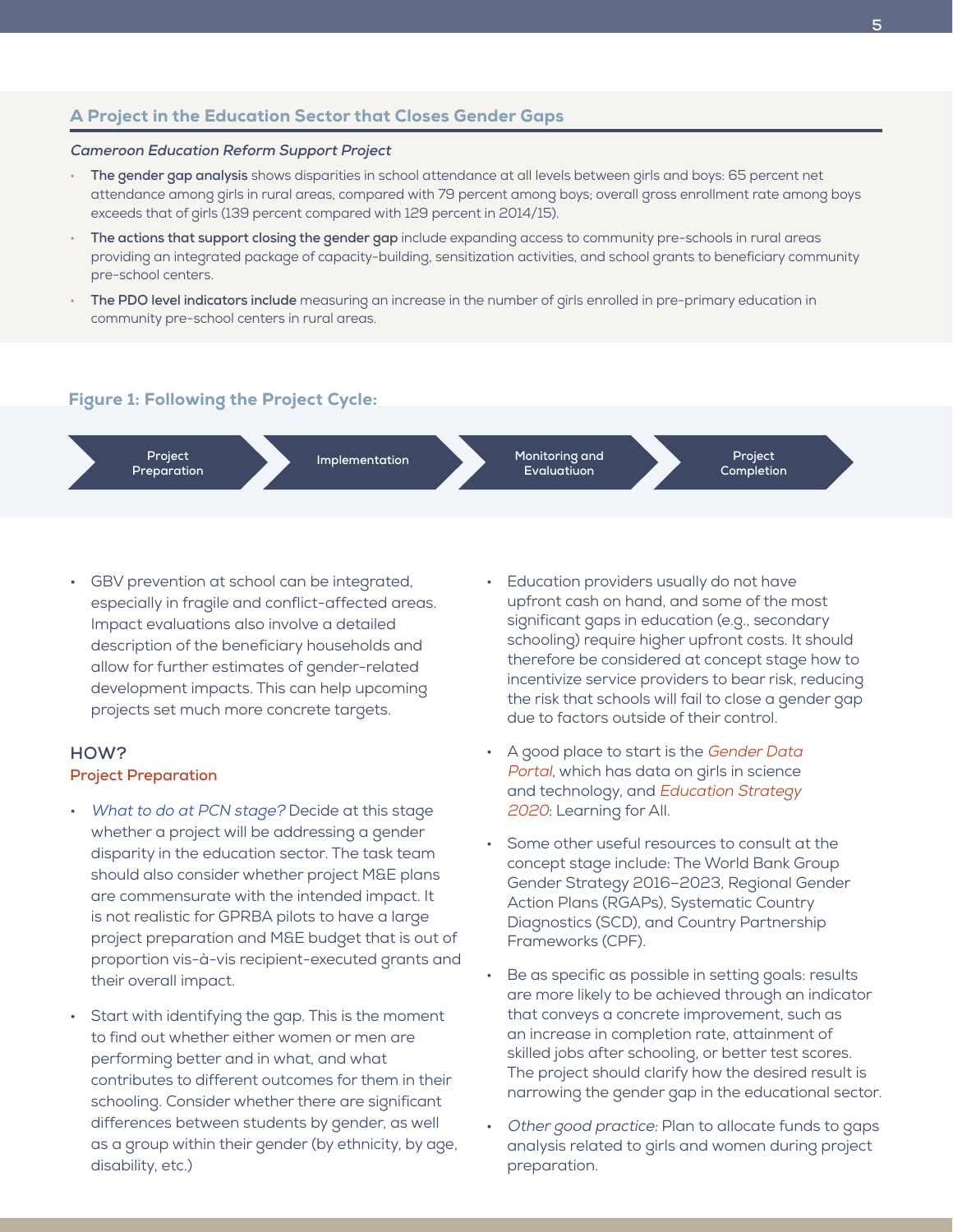## A Project in the Education Sector that Closes Gender Gaps

***Cameroon Education Reform Support Project***

- **The gender gap analysis** shows disparities in school attendance at all levels between girls and boys: 65 percent net attendance among girls in rural areas, compared with 79 percent among boys; overall gross enrollment rate among boys exceeds that of girls (139 percent compared with 129 percent in 2014/15).
- **The actions that support closing the gender gap** include expanding access to community pre-schools in rural areas providing an integrated package of capacity-building, sensitization activities, and school grants to beneficiary community pre-school centers.
- **The PDO level indicators include** measuring an increase in the number of girls enrolled in pre-primary education in community pre-school centers in rural areas.

### Figure 1: Following the Project Cycle:

Project Preparation → Implementation → Monitoring and Evaluatiuon → Project Completion

- GBV prevention at school can be integrated, especially in fragile and conflict-affected areas. Impact evaluations also involve a detailed description of the beneficiary households and allow for further estimates of gender-related development impacts. This can help upcoming projects set much more concrete targets.

### HOW?

#### Project Preparation

- *What to do at PCN stage?* Decide at this stage whether a project will be addressing a gender disparity in the education sector. The task team should also consider whether project M&E plans are commensurate with the intended impact. It is not realistic for GPRBA pilots to have a large project preparation and M&E budget that is out of proportion vis-à-vis recipient-executed grants and their overall impact.
- Start with identifying the gap. This is the moment to find out whether either women or men are performing better and in what, and what contributes to different outcomes for them in their schooling. Consider whether there are significant differences between students by gender, as well as a group within their gender (by ethnicity, by age, disability, etc.)
- Education providers usually do not have upfront cash on hand, and some of the most significant gaps in education (e.g., secondary schooling) require higher upfront costs. It should therefore be considered at concept stage how to incentivize service providers to bear risk, reducing the risk that schools will fail to close a gender gap due to factors outside of their control.
- A good place to start is the *Gender Data Portal*, which has data on girls in science and technology, and *Education Strategy 2020*: Learning for All.
- Some other useful resources to consult at the concept stage include: The World Bank Group Gender Strategy 2016–2023, Regional Gender Action Plans (RGAPs), Systematic Country Diagnostics (SCD), and Country Partnership Frameworks (CPF).
- Be as specific as possible in setting goals: results are more likely to be achieved through an indicator that conveys a concrete improvement, such as an increase in completion rate, attainment of skilled jobs after schooling, or better test scores. The project should clarify how the desired result is narrowing the gender gap in the educational sector.
- *Other good practice:* Plan to allocate funds to gaps analysis related to girls and women during project preparation.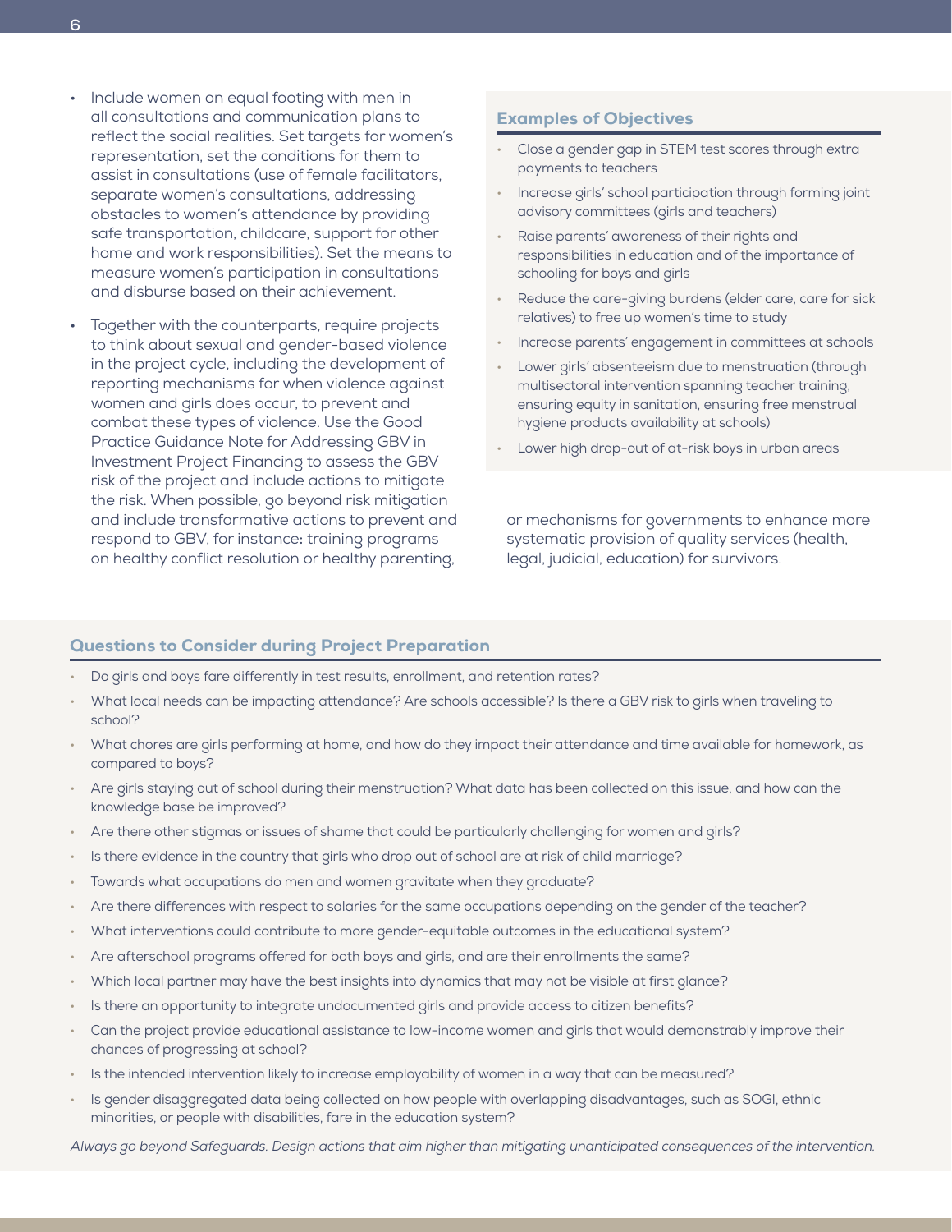- Include women on equal footing with men in all consultations and communication plans to reflect the social realities. Set targets for women's representation, set the conditions for them to assist in consultations (use of female facilitators, separate women's consultations, addressing obstacles to women's attendance by providing safe transportation, childcare, support for other home and work responsibilities). Set the means to measure women's participation in consultations and disburse based on their achievement.
- Together with the counterparts, require projects to think about sexual and gender-based violence in the project cycle, including the development of reporting mechanisms for when violence against women and girls does occur, to prevent and combat these types of violence. Use the Good Practice Guidance Note for Addressing GBV in Investment Project Financing to assess the GBV risk of the project and include actions to mitigate the risk. When possible, go beyond risk mitigation and include transformative actions to prevent and respond to GBV, for instance: training programs on healthy conflict resolution or healthy parenting, or mechanisms for governments to enhance more systematic provision of quality services (health, legal, judicial, education) for survivors.

### Examples of Objectives

- Close a gender gap in STEM test scores through extra payments to teachers
- Increase girls' school participation through forming joint advisory committees (girls and teachers)
- Raise parents' awareness of their rights and responsibilities in education and of the importance of schooling for boys and girls
- Reduce the care-giving burdens (elder care, care for sick relatives) to free up women's time to study
- Increase parents' engagement in committees at schools
- Lower girls' absenteeism due to menstruation (through multisectoral intervention spanning teacher training, ensuring equity in sanitation, ensuring free menstrual hygiene products availability at schools)
- Lower high drop-out of at-risk boys in urban areas

### Questions to Consider during Project Preparation

- Do girls and boys fare differently in test results, enrollment, and retention rates?
- What local needs can be impacting attendance? Are schools accessible? Is there a GBV risk to girls when traveling to school?
- What chores are girls performing at home, and how do they impact their attendance and time available for homework, as compared to boys?
- Are girls staying out of school during their menstruation? What data has been collected on this issue, and how can the knowledge base be improved?
- Are there other stigmas or issues of shame that could be particularly challenging for women and girls?
- Is there evidence in the country that girls who drop out of school are at risk of child marriage?
- Towards what occupations do men and women gravitate when they graduate?
- Are there differences with respect to salaries for the same occupations depending on the gender of the teacher?
- What interventions could contribute to more gender-equitable outcomes in the educational system?
- Are afterschool programs offered for both boys and girls, and are their enrollments the same?
- Which local partner may have the best insights into dynamics that may not be visible at first glance?
- Is there an opportunity to integrate undocumented girls and provide access to citizen benefits?
- Can the project provide educational assistance to low-income women and girls that would demonstrably improve their chances of progressing at school?
- Is the intended intervention likely to increase employability of women in a way that can be measured?
- Is gender disaggregated data being collected on how people with overlapping disadvantages, such as SOGI, ethnic minorities, or people with disabilities, fare in the education system?

*Always go beyond Safeguards. Design actions that aim higher than mitigating unanticipated consequences of the intervention.*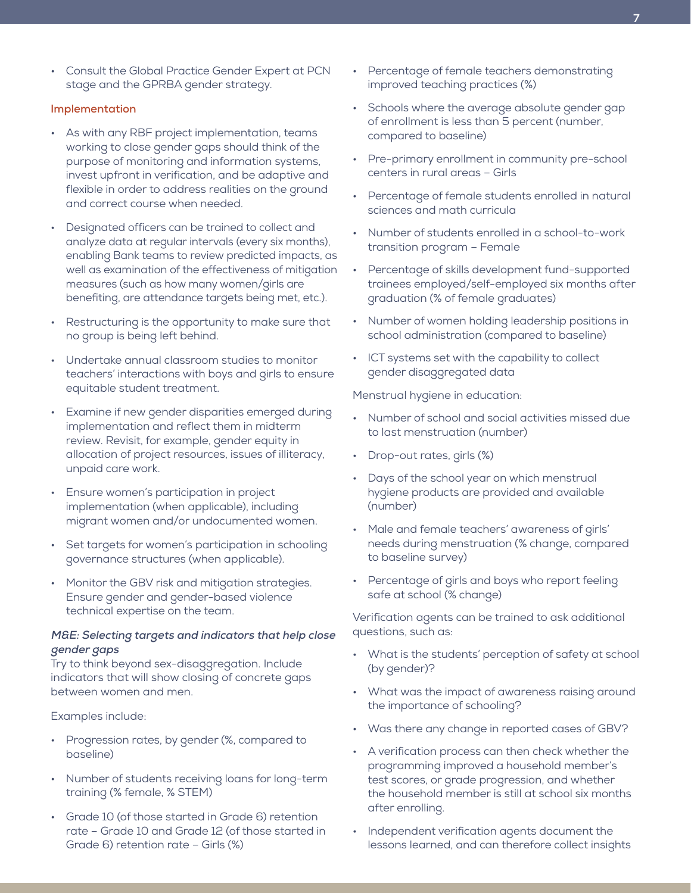- Consult the Global Practice Gender Expert at PCN stage and the GPRBA gender strategy.

### Implementation

- As with any RBF project implementation, teams working to close gender gaps should think of the purpose of monitoring and information systems, invest upfront in verification, and be adaptive and flexible in order to address realities on the ground and correct course when needed.
- Designated officers can be trained to collect and analyze data at regular intervals (every six months), enabling Bank teams to review predicted impacts, as well as examination of the effectiveness of mitigation measures (such as how many women/girls are benefiting, are attendance targets being met, etc.).
- Restructuring is the opportunity to make sure that no group is being left behind.
- Undertake annual classroom studies to monitor teachers' interactions with boys and girls to ensure equitable student treatment.
- Examine if new gender disparities emerged during implementation and reflect them in midterm review. Revisit, for example, gender equity in allocation of project resources, issues of illiteracy, unpaid care work.
- Ensure women's participation in project implementation (when applicable), including migrant women and/or undocumented women.
- Set targets for women's participation in schooling governance structures (when applicable).
- Monitor the GBV risk and mitigation strategies. Ensure gender and gender-based violence technical expertise on the team.

***M&E: Selecting targets and indicators that help close gender gaps***

Try to think beyond sex-disaggregation. Include indicators that will show closing of concrete gaps between women and men.

Examples include:

- Progression rates, by gender (%, compared to baseline)
- Number of students receiving loans for long-term training (% female, % STEM)
- Grade 10 (of those started in Grade 6) retention rate – Grade 10 and Grade 12 (of those started in Grade 6) retention rate – Girls (%)
- Percentage of female teachers demonstrating improved teaching practices (%)
- Schools where the average absolute gender gap of enrollment is less than 5 percent (number, compared to baseline)
- Pre-primary enrollment in community pre-school centers in rural areas – Girls
- Percentage of female students enrolled in natural sciences and math curricula
- Number of students enrolled in a school-to-work transition program – Female
- Percentage of skills development fund-supported trainees employed/self-employed six months after graduation (% of female graduates)
- Number of women holding leadership positions in school administration (compared to baseline)
- ICT systems set with the capability to collect gender disaggregated data

Menstrual hygiene in education:

- Number of school and social activities missed due to last menstruation (number)
- Drop-out rates, girls (%)
- Days of the school year on which menstrual hygiene products are provided and available (number)
- Male and female teachers' awareness of girls' needs during menstruation (% change, compared to baseline survey)
- Percentage of girls and boys who report feeling safe at school (% change)

Verification agents can be trained to ask additional questions, such as:

- What is the students' perception of safety at school (by gender)?
- What was the impact of awareness raising around the importance of schooling?
- Was there any change in reported cases of GBV?
- A verification process can then check whether the programming improved a household member's test scores, or grade progression, and whether the household member is still at school six months after enrolling.
- Independent verification agents document the lessons learned, and can therefore collect insights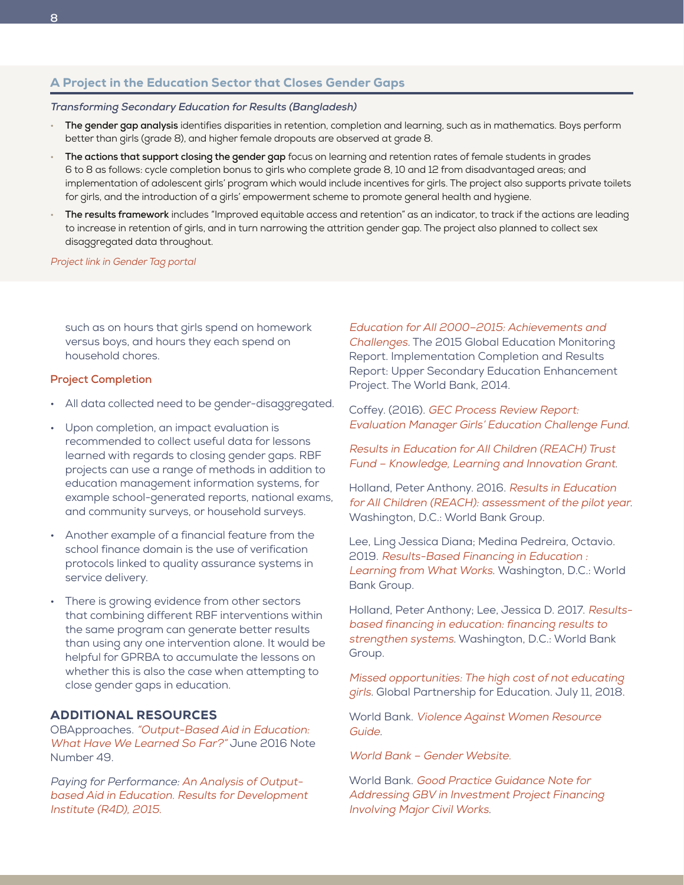## A Project in the Education Sector that Closes Gender Gaps

*Transforming Secondary Education for Results (Bangladesh)*

- **The gender gap analysis** identifies disparities in retention, completion and learning, such as in mathematics. Boys perform better than girls (grade 8), and higher female dropouts are observed at grade 8.
- **The actions that support closing the gender gap** focus on learning and retention rates of female students in grades 6 to 8 as follows: cycle completion bonus to girls who complete grade 8, 10 and 12 from disadvantaged areas; and implementation of adolescent girls' program which would include incentives for girls. The project also supports private toilets for girls, and the introduction of a girls' empowerment scheme to promote general health and hygiene.
- **The results framework** includes "Improved equitable access and retention" as an indicator, to track if the actions are leading to increase in retention of girls, and in turn narrowing the attrition gender gap. The project also planned to collect sex disaggregated data throughout.

*Project link in Gender Tag portal*

such as on hours that girls spend on homework versus boys, and hours they each spend on household chores.

### Project Completion

- All data collected need to be gender-disaggregated.
- Upon completion, an impact evaluation is recommended to collect useful data for lessons learned with regards to closing gender gaps. RBF projects can use a range of methods in addition to education management information systems, for example school-generated reports, national exams, and community surveys, or household surveys.
- Another example of a financial feature from the school finance domain is the use of verification protocols linked to quality assurance systems in service delivery.
- There is growing evidence from other sectors that combining different RBF interventions within the same program can generate better results than using any one intervention alone. It would be helpful for GPRBA to accumulate the lessons on whether this is also the case when attempting to close gender gaps in education.

## ADDITIONAL RESOURCES

OBApproaches. *"Output-Based Aid in Education: What Have We Learned So Far?"* June 2016 Note Number 49.

*Paying for Performance: An Analysis of Output-based Aid in Education. Results for Development Institute (R4D), 2015.*

*Education for All 2000–2015: Achievements and Challenges.* The 2015 Global Education Monitoring Report. Implementation Completion and Results Report: Upper Secondary Education Enhancement Project. The World Bank, 2014.

Coffey. (2016). *GEC Process Review Report: Evaluation Manager Girls' Education Challenge Fund.*

*Results in Education for All Children (REACH) Trust Fund – Knowledge, Learning and Innovation Grant.*

Holland, Peter Anthony. 2016. *Results in Education for All Children (REACH): assessment of the pilot year.* Washington, D.C.: World Bank Group.

Lee, Ling Jessica Diana; Medina Pedreira, Octavio. 2019. *Results-Based Financing in Education : Learning from What Works.* Washington, D.C.: World Bank Group.

Holland, Peter Anthony; Lee, Jessica D. 2017. *Results-based financing in education: financing results to strengthen systems.* Washington, D.C.: World Bank Group.

*Missed opportunities: The high cost of not educating girls.* Global Partnership for Education. July 11, 2018.

World Bank. *Violence Against Women Resource Guide.*

*World Bank – Gender Website.*

World Bank. *Good Practice Guidance Note for Addressing GBV in Investment Project Financing Involving Major Civil Works.*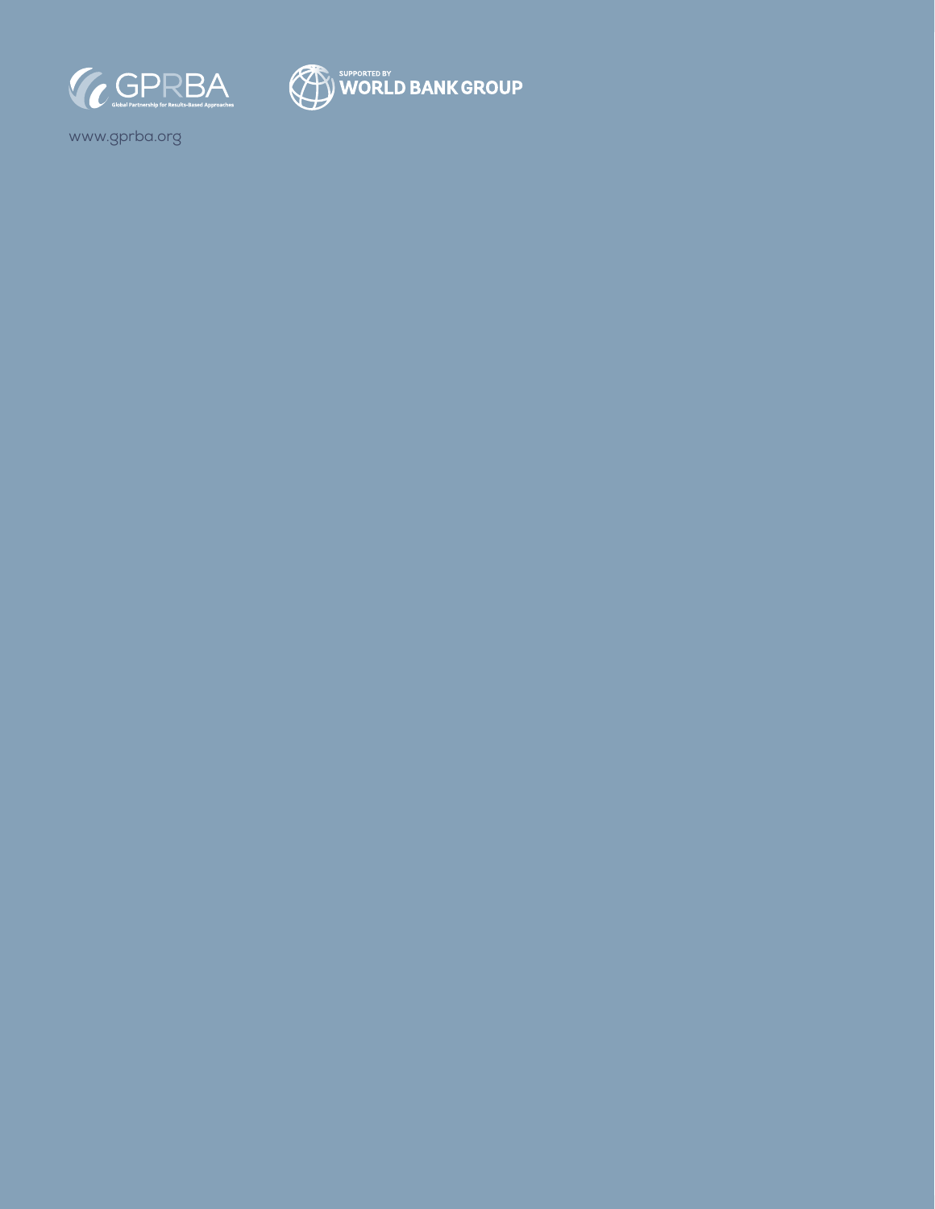GPRBA

Global Partnership for Results-Based Approaches

SUPPORTED BY

WORLD BANK GROUP

www.gprba.org